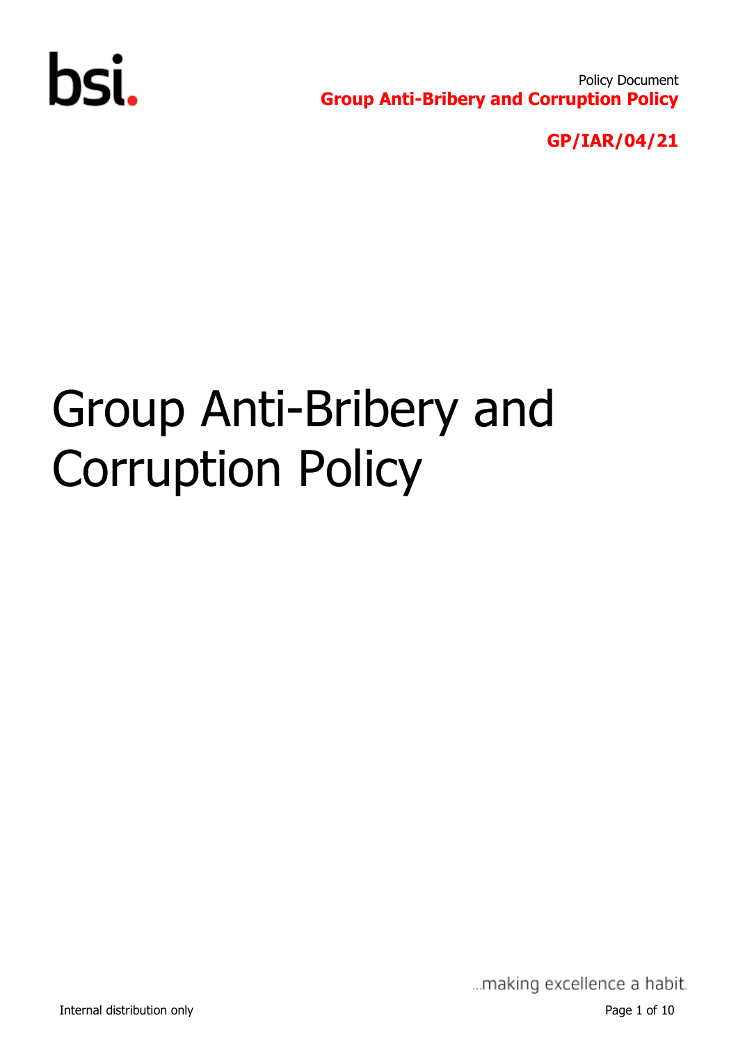Policy Document

**Group Anti-Bribery and Corruption Policy**

**GP/IAR/04/21**

# Group Anti-Bribery and Corruption Policy

...making excellence a habit.

Internal distribution only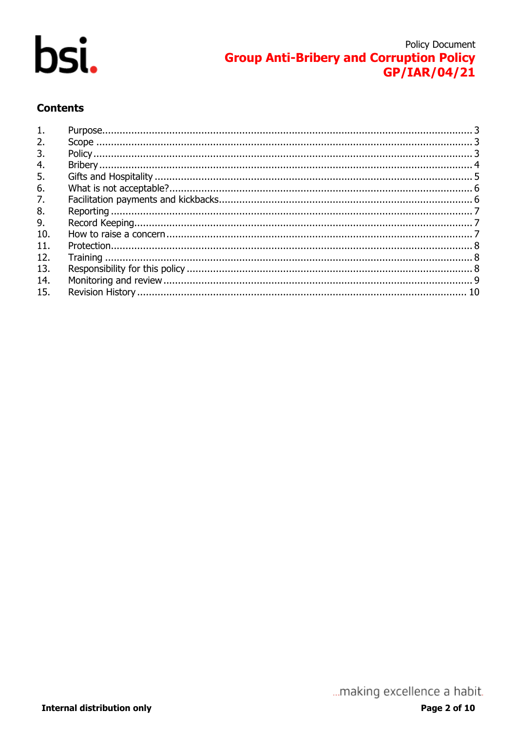## Contents

1. Purpose .......... 3
2. Scope .......... 3
3. Policy .......... 3
4. Bribery .......... 4
5. Gifts and Hospitality .......... 5
6. What is not acceptable? .......... 6
7. Facilitation payments and kickbacks .......... 6
8. Reporting .......... 7
9. Record Keeping .......... 7
10. How to raise a concern .......... 7
11. Protection .......... 8
12. Training .......... 8
13. Responsibility for this policy .......... 8
14. Monitoring and review .......... 9
15. Revision History .......... 10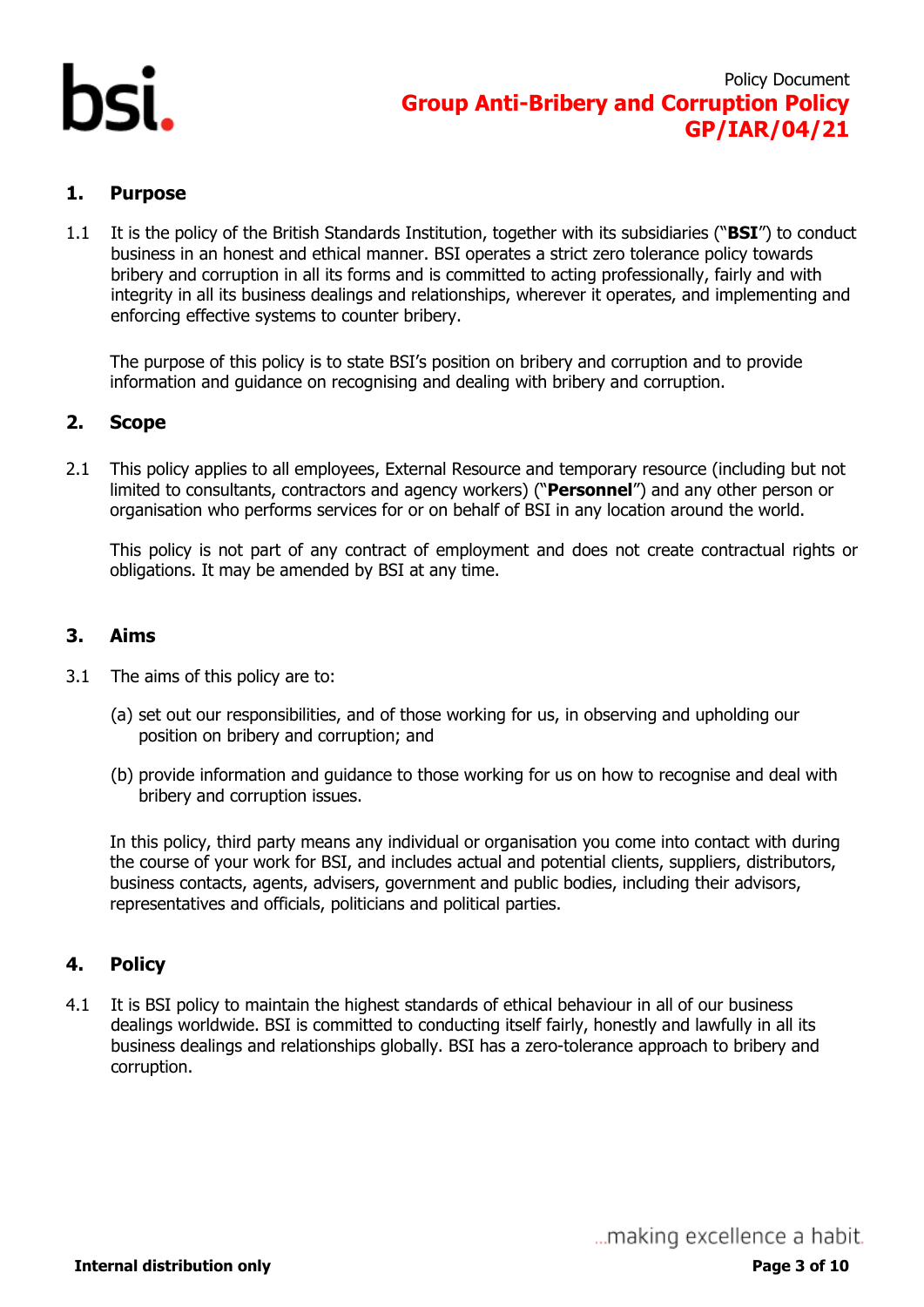## 1. Purpose

1.1 It is the policy of the British Standards Institution, together with its subsidiaries ("**BSI**") to conduct business in an honest and ethical manner. BSI operates a strict zero tolerance policy towards bribery and corruption in all its forms and is committed to acting professionally, fairly and with integrity in all its business dealings and relationships, wherever it operates, and implementing and enforcing effective systems to counter bribery.

The purpose of this policy is to state BSI's position on bribery and corruption and to provide information and guidance on recognising and dealing with bribery and corruption.

## 2. Scope

2.1 This policy applies to all employees, External Resource and temporary resource (including but not limited to consultants, contractors and agency workers) ("**Personnel**") and any other person or organisation who performs services for or on behalf of BSI in any location around the world.

This policy is not part of any contract of employment and does not create contractual rights or obligations. It may be amended by BSI at any time.

## 3. Aims

3.1 The aims of this policy are to:

(a) set out our responsibilities, and of those working for us, in observing and upholding our position on bribery and corruption; and

(b) provide information and guidance to those working for us on how to recognise and deal with bribery and corruption issues.

In this policy, third party means any individual or organisation you come into contact with during the course of your work for BSI, and includes actual and potential clients, suppliers, distributors, business contacts, agents, advisers, government and public bodies, including their advisors, representatives and officials, politicians and political parties.

## 4. Policy

4.1 It is BSI policy to maintain the highest standards of ethical behaviour in all of our business dealings worldwide. BSI is committed to conducting itself fairly, honestly and lawfully in all its business dealings and relationships globally. BSI has a zero-tolerance approach to bribery and corruption.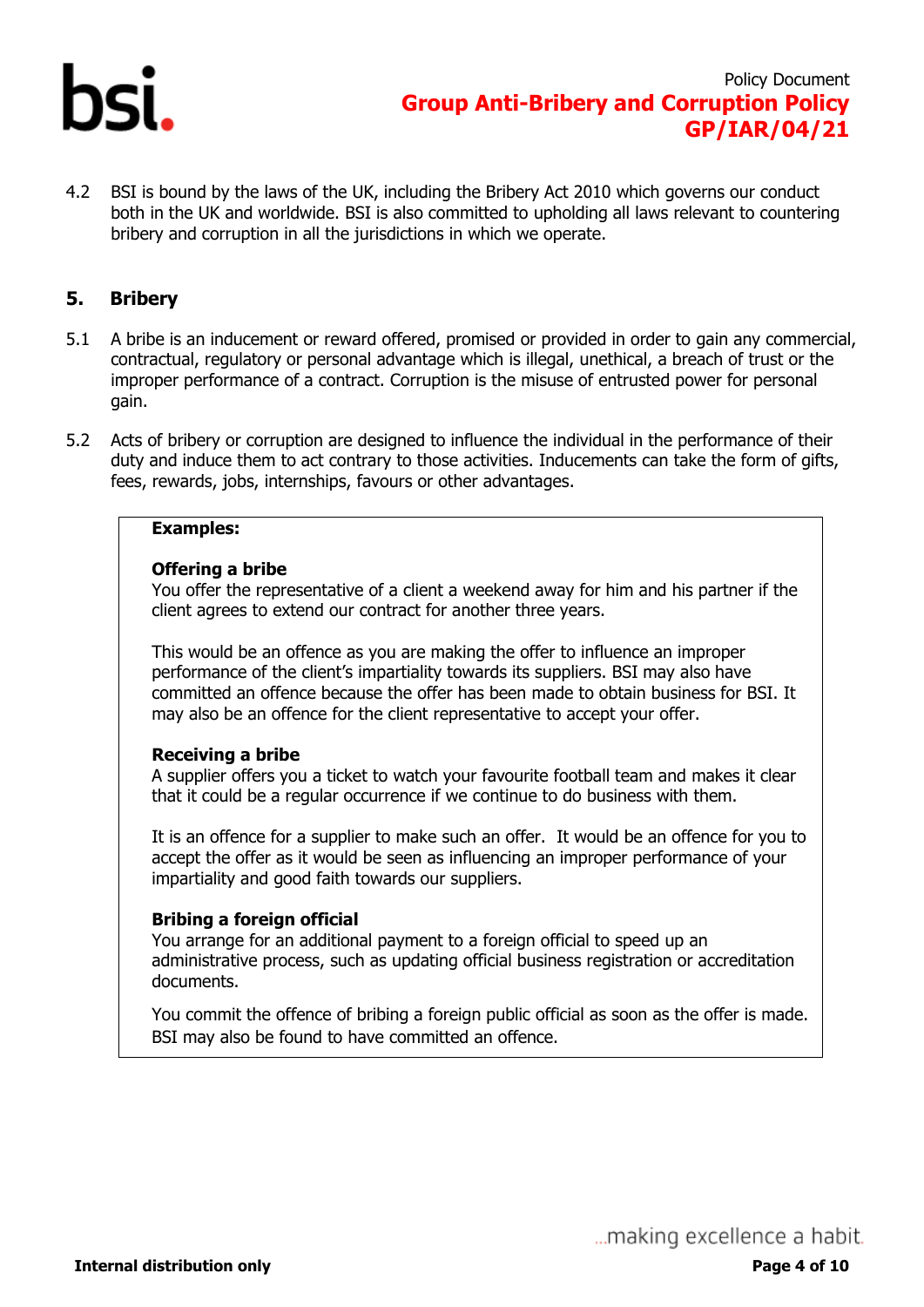4.2 BSI is bound by the laws of the UK, including the Bribery Act 2010 which governs our conduct both in the UK and worldwide. BSI is also committed to upholding all laws relevant to countering bribery and corruption in all the jurisdictions in which we operate.

## 5. Bribery

5.1 A bribe is an inducement or reward offered, promised or provided in order to gain any commercial, contractual, regulatory or personal advantage which is illegal, unethical, a breach of trust or the improper performance of a contract. Corruption is the misuse of entrusted power for personal gain.

5.2 Acts of bribery or corruption are designed to influence the individual in the performance of their duty and induce them to act contrary to those activities. Inducements can take the form of gifts, fees, rewards, jobs, internships, favours or other advantages.

**Examples:**

**Offering a bribe**
You offer the representative of a client a weekend away for him and his partner if the client agrees to extend our contract for another three years.

This would be an offence as you are making the offer to influence an improper performance of the client's impartiality towards its suppliers. BSI may also have committed an offence because the offer has been made to obtain business for BSI. It may also be an offence for the client representative to accept your offer.

**Receiving a bribe**
A supplier offers you a ticket to watch your favourite football team and makes it clear that it could be a regular occurrence if we continue to do business with them.

It is an offence for a supplier to make such an offer. It would be an offence for you to accept the offer as it would be seen as influencing an improper performance of your impartiality and good faith towards our suppliers.

**Bribing a foreign official**
You arrange for an additional payment to a foreign official to speed up an administrative process, such as updating official business registration or accreditation documents.

You commit the offence of bribing a foreign public official as soon as the offer is made. BSI may also be found to have committed an offence.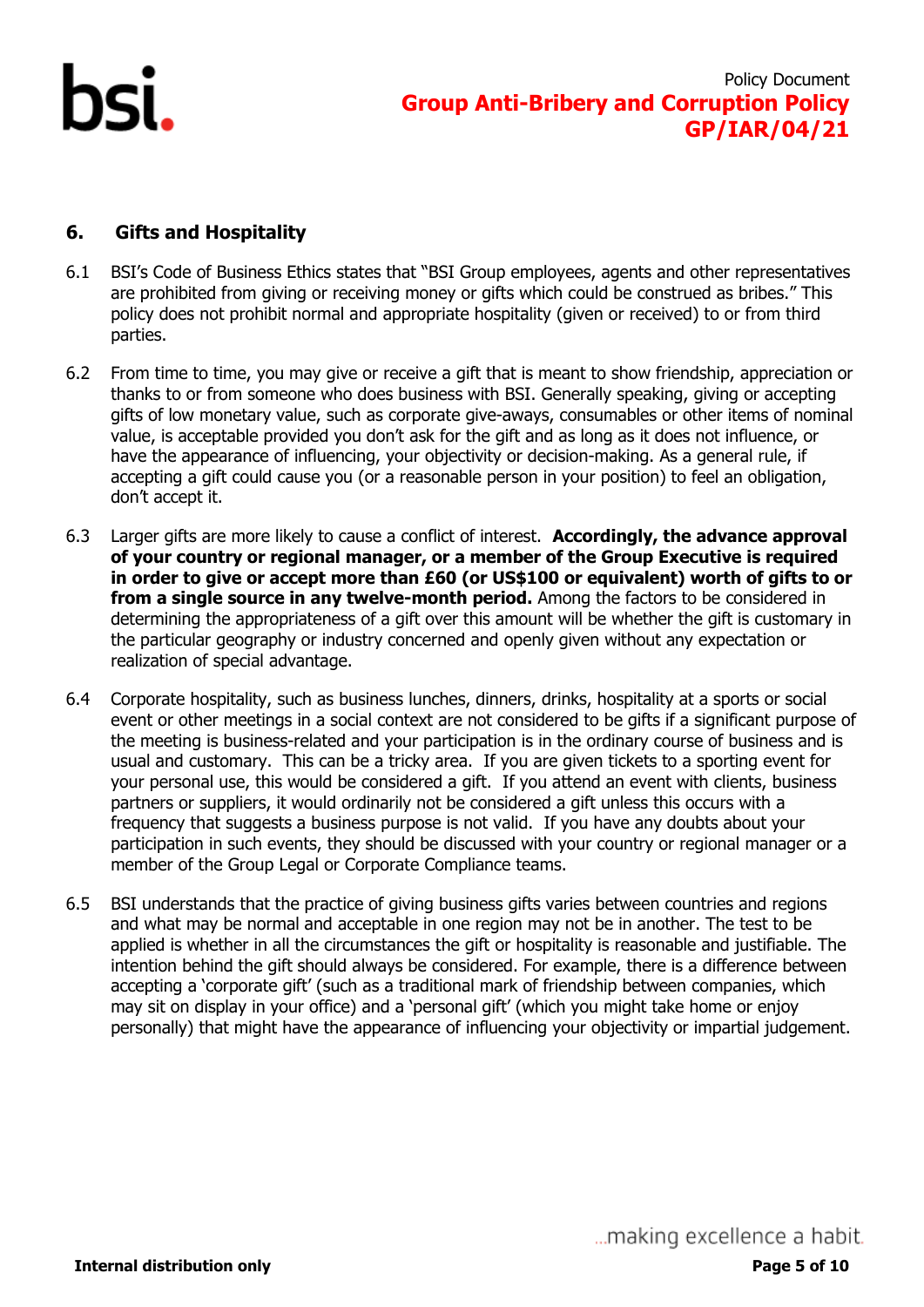## 6. Gifts and Hospitality

6.1 BSI's Code of Business Ethics states that "BSI Group employees, agents and other representatives are prohibited from giving or receiving money or gifts which could be construed as bribes." This policy does not prohibit normal and appropriate hospitality (given or received) to or from third parties.

6.2 From time to time, you may give or receive a gift that is meant to show friendship, appreciation or thanks to or from someone who does business with BSI. Generally speaking, giving or accepting gifts of low monetary value, such as corporate give-aways, consumables or other items of nominal value, is acceptable provided you don't ask for the gift and as long as it does not influence, or have the appearance of influencing, your objectivity or decision-making. As a general rule, if accepting a gift could cause you (or a reasonable person in your position) to feel an obligation, don't accept it.

6.3 Larger gifts are more likely to cause a conflict of interest. **Accordingly, the advance approval of your country or regional manager, or a member of the Group Executive is required in order to give or accept more than £60 (or US$100 or equivalent) worth of gifts to or from a single source in any twelve-month period.** Among the factors to be considered in determining the appropriateness of a gift over this amount will be whether the gift is customary in the particular geography or industry concerned and openly given without any expectation or realization of special advantage.

6.4 Corporate hospitality, such as business lunches, dinners, drinks, hospitality at a sports or social event or other meetings in a social context are not considered to be gifts if a significant purpose of the meeting is business-related and your participation is in the ordinary course of business and is usual and customary. This can be a tricky area. If you are given tickets to a sporting event for your personal use, this would be considered a gift. If you attend an event with clients, business partners or suppliers, it would ordinarily not be considered a gift unless this occurs with a frequency that suggests a business purpose is not valid. If you have any doubts about your participation in such events, they should be discussed with your country or regional manager or a member of the Group Legal or Corporate Compliance teams.

6.5 BSI understands that the practice of giving business gifts varies between countries and regions and what may be normal and acceptable in one region may not be in another. The test to be applied is whether in all the circumstances the gift or hospitality is reasonable and justifiable. The intention behind the gift should always be considered. For example, there is a difference between accepting a 'corporate gift' (such as a traditional mark of friendship between companies, which may sit on display in your office) and a 'personal gift' (which you might take home or enjoy personally) that might have the appearance of influencing your objectivity or impartial judgement.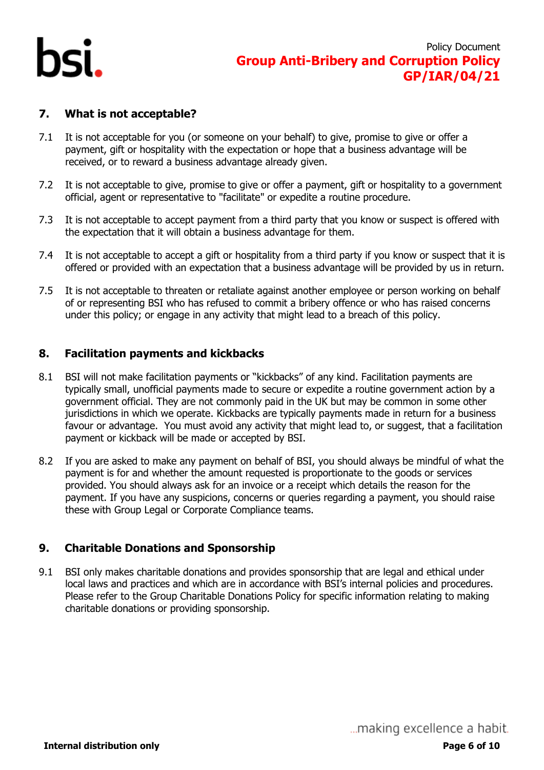## 7. What is not acceptable?

7.1 It is not acceptable for you (or someone on your behalf) to give, promise to give or offer a payment, gift or hospitality with the expectation or hope that a business advantage will be received, or to reward a business advantage already given.

7.2 It is not acceptable to give, promise to give or offer a payment, gift or hospitality to a government official, agent or representative to "facilitate" or expedite a routine procedure.

7.3 It is not acceptable to accept payment from a third party that you know or suspect is offered with the expectation that it will obtain a business advantage for them.

7.4 It is not acceptable to accept a gift or hospitality from a third party if you know or suspect that it is offered or provided with an expectation that a business advantage will be provided by us in return.

7.5 It is not acceptable to threaten or retaliate against another employee or person working on behalf of or representing BSI who has refused to commit a bribery offence or who has raised concerns under this policy; or engage in any activity that might lead to a breach of this policy.

## 8. Facilitation payments and kickbacks

8.1 BSI will not make facilitation payments or "kickbacks" of any kind. Facilitation payments are typically small, unofficial payments made to secure or expedite a routine government action by a government official. They are not commonly paid in the UK but may be common in some other jurisdictions in which we operate. Kickbacks are typically payments made in return for a business favour or advantage. You must avoid any activity that might lead to, or suggest, that a facilitation payment or kickback will be made or accepted by BSI.

8.2 If you are asked to make any payment on behalf of BSI, you should always be mindful of what the payment is for and whether the amount requested is proportionate to the goods or services provided. You should always ask for an invoice or a receipt which details the reason for the payment. If you have any suspicions, concerns or queries regarding a payment, you should raise these with Group Legal or Corporate Compliance teams.

## 9. Charitable Donations and Sponsorship

9.1 BSI only makes charitable donations and provides sponsorship that are legal and ethical under local laws and practices and which are in accordance with BSI's internal policies and procedures. Please refer to the Group Charitable Donations Policy for specific information relating to making charitable donations or providing sponsorship.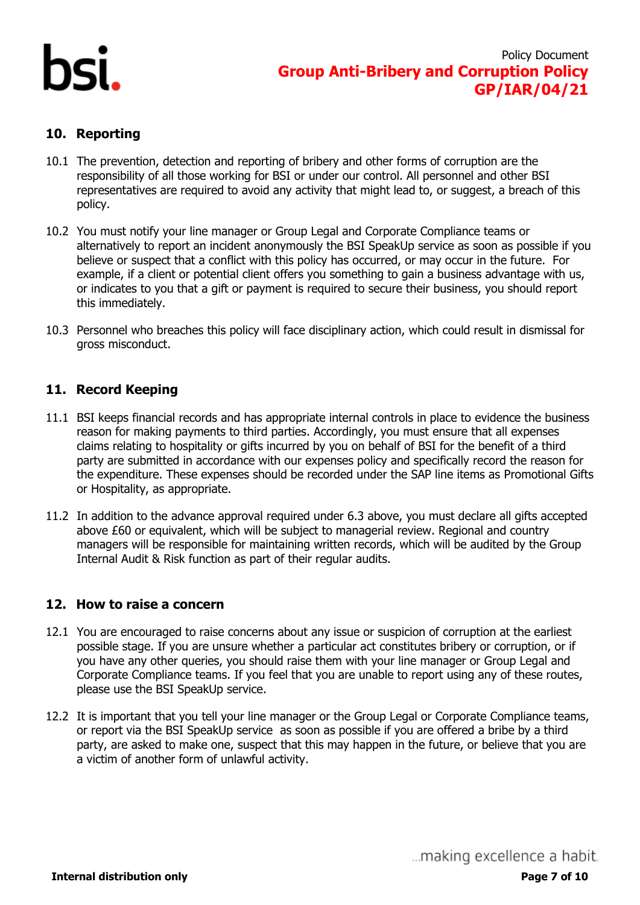## 10. Reporting

10.1 The prevention, detection and reporting of bribery and other forms of corruption are the responsibility of all those working for BSI or under our control. All personnel and other BSI representatives are required to avoid any activity that might lead to, or suggest, a breach of this policy.

10.2 You must notify your line manager or Group Legal and Corporate Compliance teams or alternatively to report an incident anonymously the BSI SpeakUp service as soon as possible if you believe or suspect that a conflict with this policy has occurred, or may occur in the future. For example, if a client or potential client offers you something to gain a business advantage with us, or indicates to you that a gift or payment is required to secure their business, you should report this immediately.

10.3 Personnel who breaches this policy will face disciplinary action, which could result in dismissal for gross misconduct.

## 11. Record Keeping

11.1 BSI keeps financial records and has appropriate internal controls in place to evidence the business reason for making payments to third parties. Accordingly, you must ensure that all expenses claims relating to hospitality or gifts incurred by you on behalf of BSI for the benefit of a third party are submitted in accordance with our expenses policy and specifically record the reason for the expenditure. These expenses should be recorded under the SAP line items as Promotional Gifts or Hospitality, as appropriate.

11.2 In addition to the advance approval required under 6.3 above, you must declare all gifts accepted above £60 or equivalent, which will be subject to managerial review. Regional and country managers will be responsible for maintaining written records, which will be audited by the Group Internal Audit & Risk function as part of their regular audits.

## 12. How to raise a concern

12.1 You are encouraged to raise concerns about any issue or suspicion of corruption at the earliest possible stage. If you are unsure whether a particular act constitutes bribery or corruption, or if you have any other queries, you should raise them with your line manager or Group Legal and Corporate Compliance teams. If you feel that you are unable to report using any of these routes, please use the BSI SpeakUp service.

12.2 It is important that you tell your line manager or the Group Legal or Corporate Compliance teams, or report via the BSI SpeakUp service as soon as possible if you are offered a bribe by a third party, are asked to make one, suspect that this may happen in the future, or believe that you are a victim of another form of unlawful activity.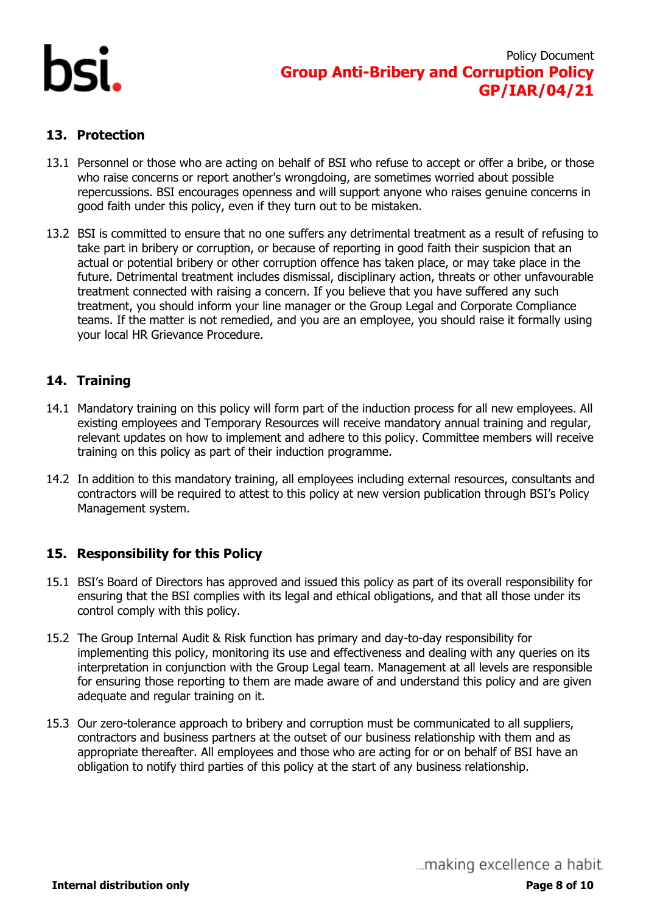## 13. Protection

13.1 Personnel or those who are acting on behalf of BSI who refuse to accept or offer a bribe, or those who raise concerns or report another's wrongdoing, are sometimes worried about possible repercussions. BSI encourages openness and will support anyone who raises genuine concerns in good faith under this policy, even if they turn out to be mistaken.

13.2 BSI is committed to ensure that no one suffers any detrimental treatment as a result of refusing to take part in bribery or corruption, or because of reporting in good faith their suspicion that an actual or potential bribery or other corruption offence has taken place, or may take place in the future. Detrimental treatment includes dismissal, disciplinary action, threats or other unfavourable treatment connected with raising a concern. If you believe that you have suffered any such treatment, you should inform your line manager or the Group Legal and Corporate Compliance teams. If the matter is not remedied, and you are an employee, you should raise it formally using your local HR Grievance Procedure.

## 14. Training

14.1 Mandatory training on this policy will form part of the induction process for all new employees. All existing employees and Temporary Resources will receive mandatory annual training and regular, relevant updates on how to implement and adhere to this policy. Committee members will receive training on this policy as part of their induction programme.

14.2 In addition to this mandatory training, all employees including external resources, consultants and contractors will be required to attest to this policy at new version publication through BSI's Policy Management system.

## 15. Responsibility for this Policy

15.1 BSI's Board of Directors has approved and issued this policy as part of its overall responsibility for ensuring that the BSI complies with its legal and ethical obligations, and that all those under its control comply with this policy.

15.2 The Group Internal Audit & Risk function has primary and day-to-day responsibility for implementing this policy, monitoring its use and effectiveness and dealing with any queries on its interpretation in conjunction with the Group Legal team. Management at all levels are responsible for ensuring those reporting to them are made aware of and understand this policy and are given adequate and regular training on it.

15.3 Our zero-tolerance approach to bribery and corruption must be communicated to all suppliers, contractors and business partners at the outset of our business relationship with them and as appropriate thereafter. All employees and those who are acting for or on behalf of BSI have an obligation to notify third parties of this policy at the start of any business relationship.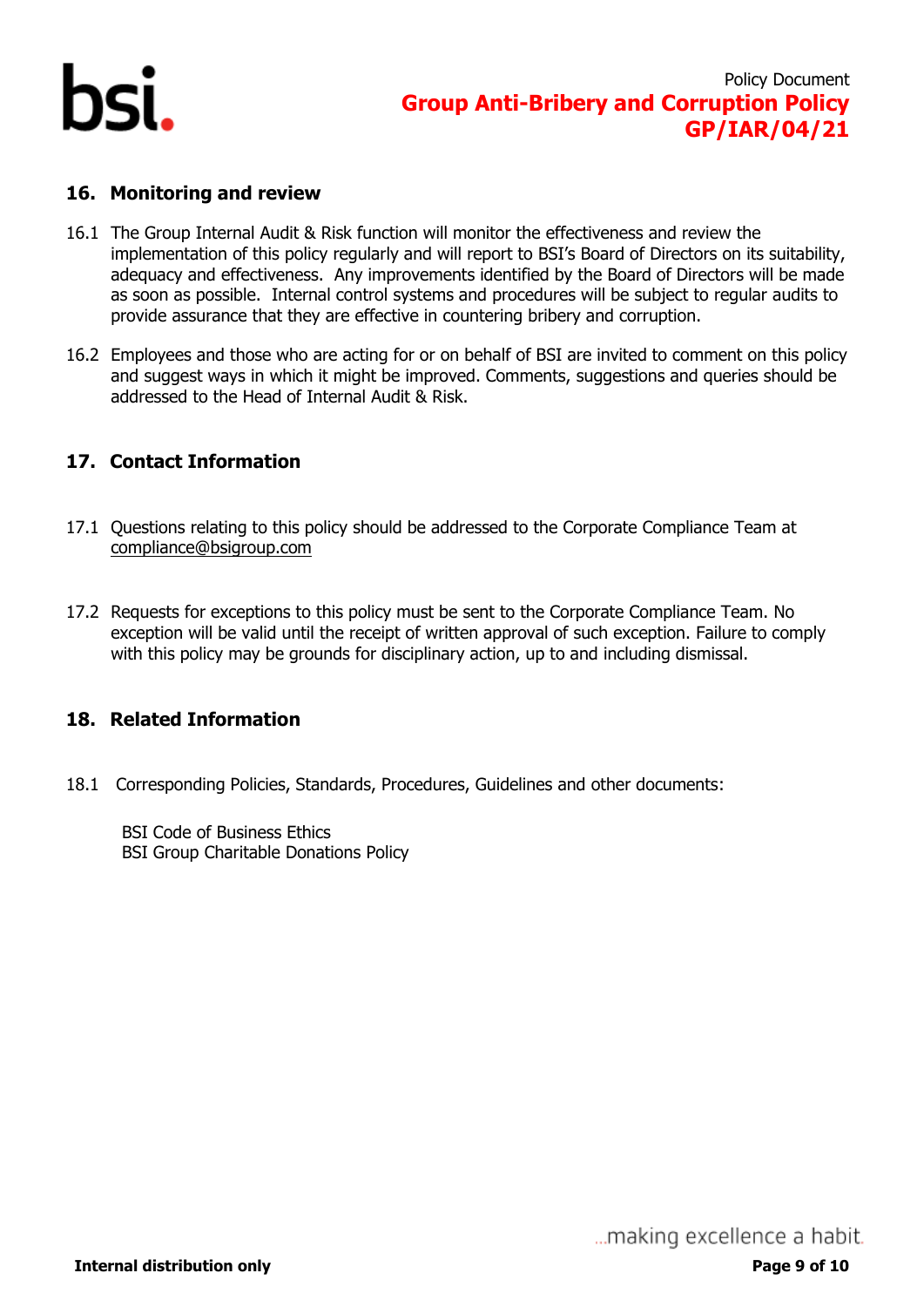## 16. Monitoring and review

16.1 The Group Internal Audit & Risk function will monitor the effectiveness and review the implementation of this policy regularly and will report to BSI's Board of Directors on its suitability, adequacy and effectiveness. Any improvements identified by the Board of Directors will be made as soon as possible. Internal control systems and procedures will be subject to regular audits to provide assurance that they are effective in countering bribery and corruption.

16.2 Employees and those who are acting for or on behalf of BSI are invited to comment on this policy and suggest ways in which it might be improved. Comments, suggestions and queries should be addressed to the Head of Internal Audit & Risk.

## 17. Contact Information

17.1 Questions relating to this policy should be addressed to the Corporate Compliance Team at compliance@bsigroup.com

17.2 Requests for exceptions to this policy must be sent to the Corporate Compliance Team. No exception will be valid until the receipt of written approval of such exception. Failure to comply with this policy may be grounds for disciplinary action, up to and including dismissal.

## 18. Related Information

18.1 Corresponding Policies, Standards, Procedures, Guidelines and other documents:

BSI Code of Business Ethics
BSI Group Charitable Donations Policy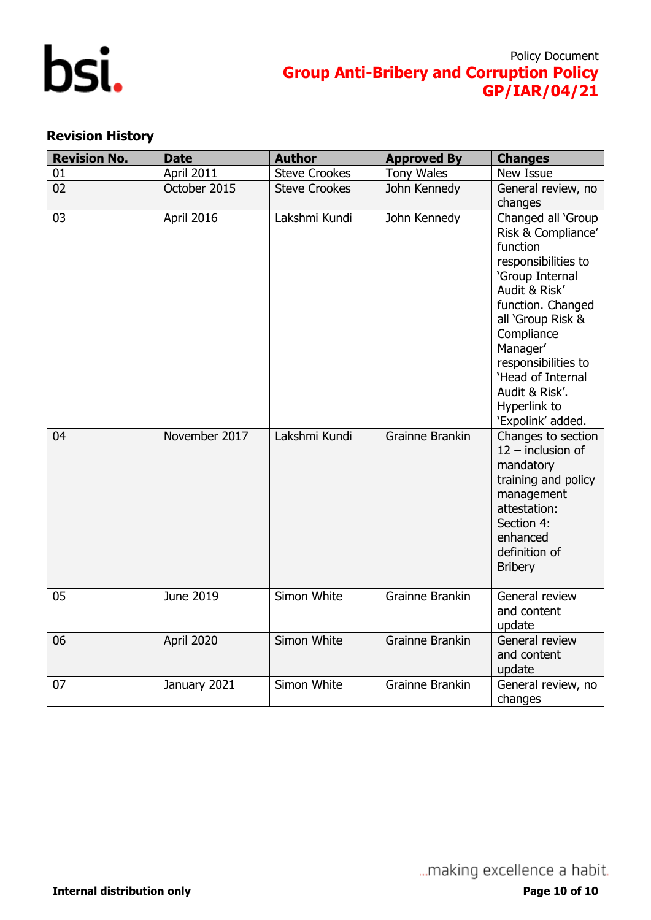## Revision History

| Revision No. | Date | Author | Approved By | Changes |
|---|---|---|---|---|
| 01 | April 2011 | Steve Crookes | Tony Wales | New Issue |
| 02 | October 2015 | Steve Crookes | John Kennedy | General review, no changes |
| 03 | April 2016 | Lakshmi Kundi | John Kennedy | Changed all 'Group Risk & Compliance' function responsibilities to 'Group Internal Audit & Risk' function. Changed all 'Group Risk & Compliance Manager' responsibilities to 'Head of Internal Audit & Risk'. Hyperlink to 'Expolink' added. |
| 04 | November 2017 | Lakshmi Kundi | Grainne Brankin | Changes to section 12 – inclusion of mandatory training and policy management attestation: Section 4: enhanced definition of Bribery |
| 05 | June 2019 | Simon White | Grainne Brankin | General review and content update |
| 06 | April 2020 | Simon White | Grainne Brankin | General review and content update |
| 07 | January 2021 | Simon White | Grainne Brankin | General review, no changes |